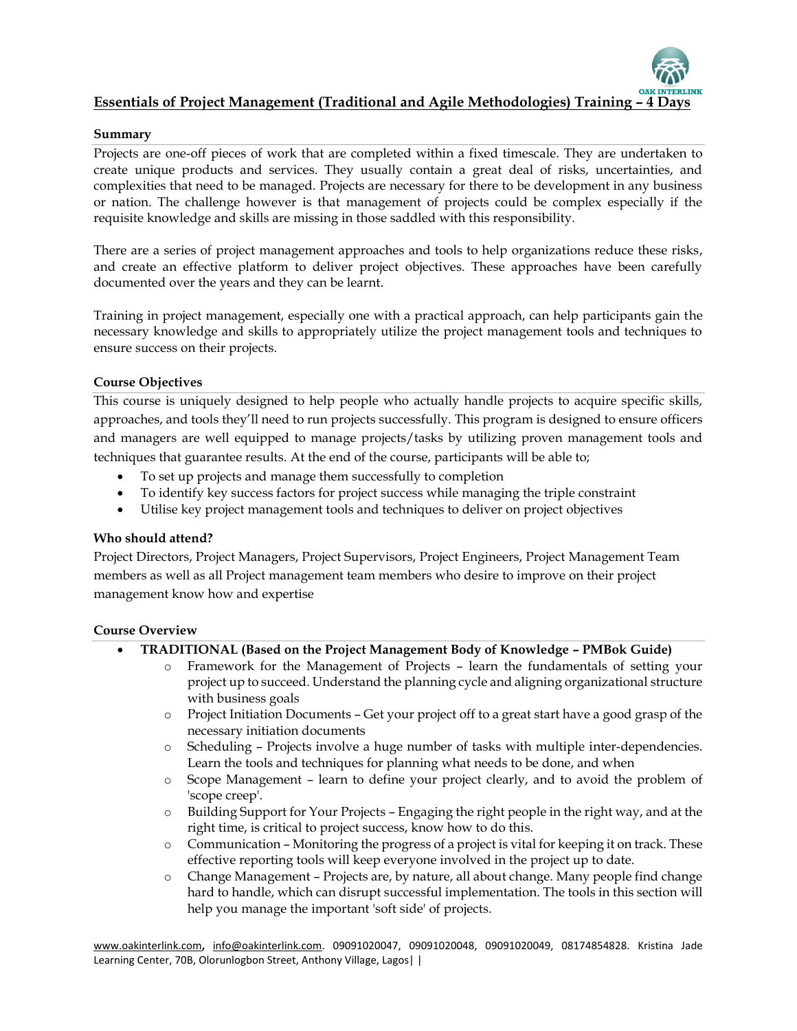# Essentials of Project Management (Traditional and Agile Methodologies) Training – 4 Days

## Summary

Projects are one-off pieces of work that are completed within a fixed timescale. They are undertaken to create unique products and services. They usually contain a great deal of risks, uncertainties, and complexities that need to be managed. Projects are necessary for there to be development in any business or nation. The challenge however is that management of projects could be complex especially if the requisite knowledge and skills are missing in those saddled with this responsibility.

There are a series of project management approaches and tools to help organizations reduce these risks, and create an effective platform to deliver project objectives. These approaches have been carefully documented over the years and they can be learnt.

Training in project management, especially one with a practical approach, can help participants gain the necessary knowledge and skills to appropriately utilize the project management tools and techniques to ensure success on their projects.

## Course Objectives

This course is uniquely designed to help people who actually handle projects to acquire specific skills, approaches, and tools they'll need to run projects successfully. This program is designed to ensure officers and managers are well equipped to manage projects/tasks by utilizing proven management tools and techniques that guarantee results. At the end of the course, participants will be able to;

- To set up projects and manage them successfully to completion
- To identify key success factors for project success while managing the triple constraint
- Utilise key project management tools and techniques to deliver on project objectives

## Who should attend?

Project Directors, Project Managers, Project Supervisors, Project Engineers, Project Management Team members as well as all Project management team members who desire to improve on their project management know how and expertise

## Course Overview

- **TRADITIONAL (Based on the Project Management Body of Knowledge – PMBok Guide)**
  - Framework for the Management of Projects – learn the fundamentals of setting your project up to succeed. Understand the planning cycle and aligning organizational structure with business goals
  - Project Initiation Documents – Get your project off to a great start have a good grasp of the necessary initiation documents
  - Scheduling – Projects involve a huge number of tasks with multiple inter-dependencies. Learn the tools and techniques for planning what needs to be done, and when
  - Scope Management – learn to define your project clearly, and to avoid the problem of 'scope creep'.
  - Building Support for Your Projects – Engaging the right people in the right way, and at the right time, is critical to project success, know how to do this.
  - Communication – Monitoring the progress of a project is vital for keeping it on track. These effective reporting tools will keep everyone involved in the project up to date.
  - Change Management – Projects are, by nature, all about change. Many people find change hard to handle, which can disrupt successful implementation. The tools in this section will help you manage the important 'soft side' of projects.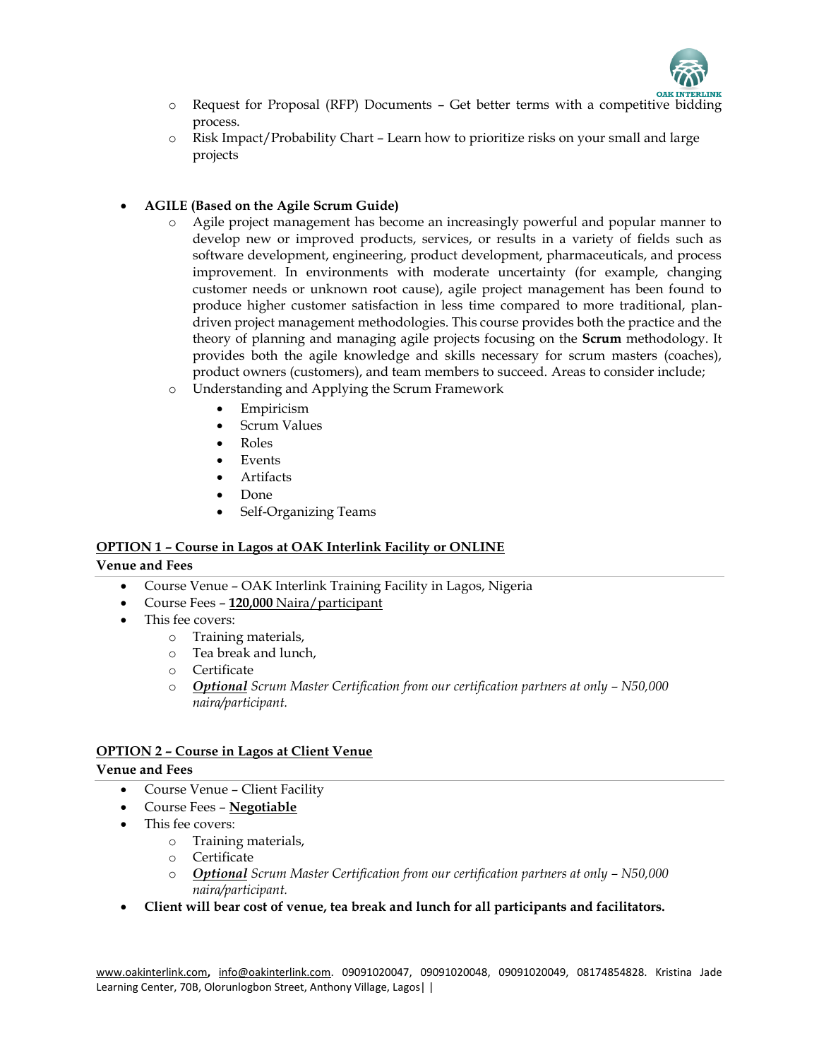- Request for Proposal (RFP) Documents – Get better terms with a competitive bidding process.
- Risk Impact/Probability Chart – Learn how to prioritize risks on your small and large projects

- **AGILE (Based on the Agile Scrum Guide)**
  - Agile project management has become an increasingly powerful and popular manner to develop new or improved products, services, or results in a variety of fields such as software development, engineering, product development, pharmaceuticals, and process improvement. In environments with moderate uncertainty (for example, changing customer needs or unknown root cause), agile project management has been found to produce higher customer satisfaction in less time compared to more traditional, plan-driven project management methodologies. This course provides both the practice and the theory of planning and managing agile projects focusing on the **Scrum** methodology. It provides both the agile knowledge and skills necessary for scrum masters (coaches), product owners (customers), and team members to succeed. Areas to consider include;
  - Understanding and Applying the Scrum Framework
    - Empiricism
    - Scrum Values
    - Roles
    - Events
    - Artifacts
    - Done
    - Self-Organizing Teams

**OPTION 1 – Course in Lagos at OAK Interlink Facility or ONLINE**

**Venue and Fees**

- Course Venue – OAK Interlink Training Facility in Lagos, Nigeria
- Course Fees – **120,000** Naira/participant
- This fee covers:
  - Training materials,
  - Tea break and lunch,
  - Certificate
  - ***Optional*** *Scrum Master Certification from our certification partners at only – N50,000 naira/participant.*

**OPTION 2 – Course in Lagos at Client Venue**

**Venue and Fees**

- Course Venue – Client Facility
- Course Fees – **Negotiable**
- This fee covers:
  - Training materials,
  - Certificate
  - ***Optional*** *Scrum Master Certification from our certification partners at only – N50,000 naira/participant.*
- **Client will bear cost of venue, tea break and lunch for all participants and facilitators.**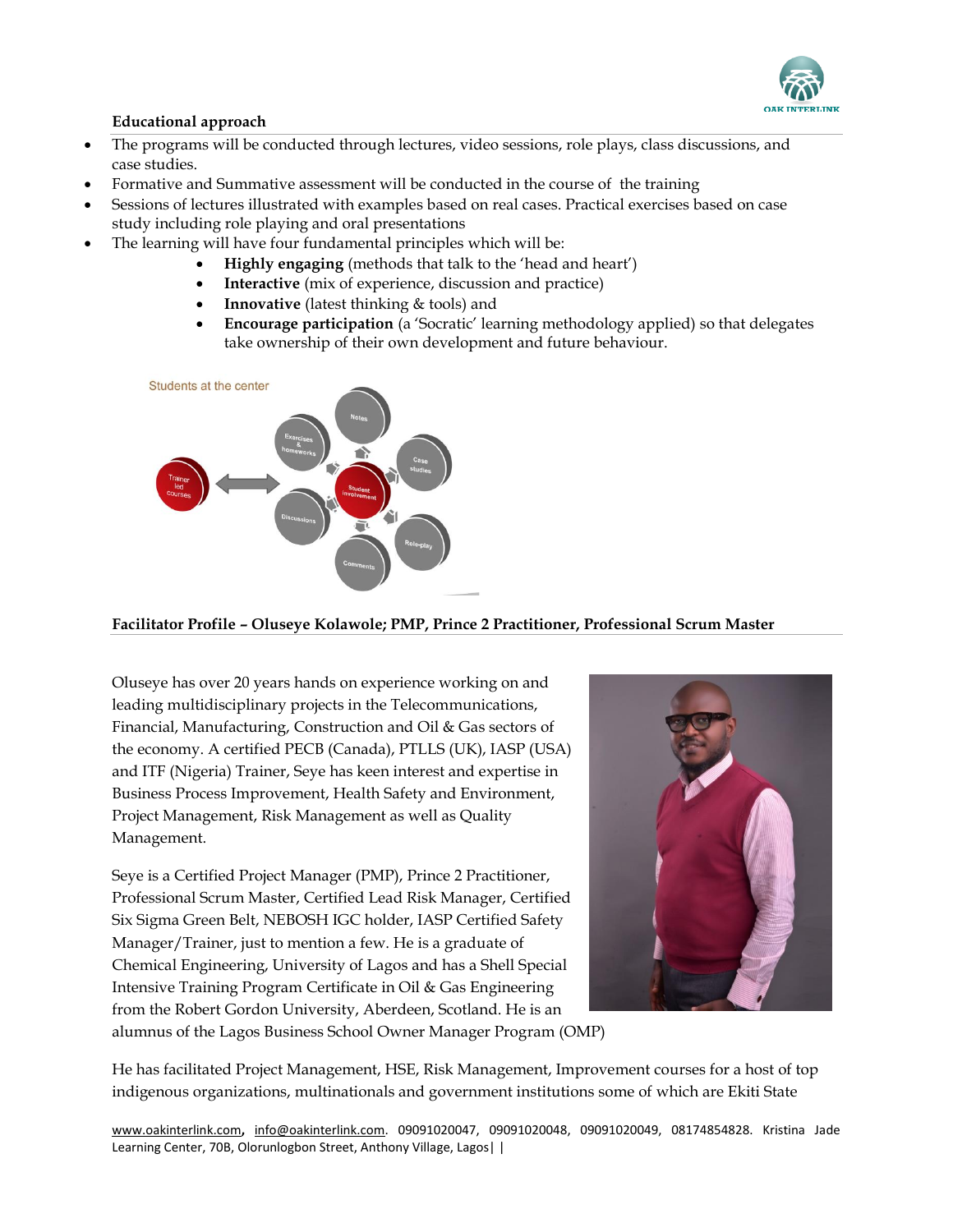**Educational approach**

- The programs will be conducted through lectures, video sessions, role plays, class discussions, and case studies.
- Formative and Summative assessment will be conducted in the course of the training
- Sessions of lectures illustrated with examples based on real cases. Practical exercises based on case study including role playing and oral presentations
- The learning will have four fundamental principles which will be:
    - **Highly engaging** (methods that talk to the 'head and heart')
    - **Interactive** (mix of experience, discussion and practice)
    - **Innovative** (latest thinking & tools) and
    - **Encourage participation** (a 'Socratic' learning methodology applied) so that delegates take ownership of their own development and future behaviour.

Students at the center

Trainer led courses

Student involvement

Notes

Case studies

Role-play

Comments

Discussions

Exercises & homeworks

**Facilitator Profile – Oluseye Kolawole; PMP, Prince 2 Practitioner, Professional Scrum Master**

Oluseye has over 20 years hands on experience working on and leading multidisciplinary projects in the Telecommunications, Financial, Manufacturing, Construction and Oil & Gas sectors of the economy. A certified PECB (Canada), PTLLS (UK), IASP (USA) and ITF (Nigeria) Trainer, Seye has keen interest and expertise in Business Process Improvement, Health Safety and Environment, Project Management, Risk Management as well as Quality Management.

Seye is a Certified Project Manager (PMP), Prince 2 Practitioner, Professional Scrum Master, Certified Lead Risk Manager, Certified Six Sigma Green Belt, NEBOSH IGC holder, IASP Certified Safety Manager/Trainer, just to mention a few. He is a graduate of Chemical Engineering, University of Lagos and has a Shell Special Intensive Training Program Certificate in Oil & Gas Engineering from the Robert Gordon University, Aberdeen, Scotland. He is an alumnus of the Lagos Business School Owner Manager Program (OMP)

He has facilitated Project Management, HSE, Risk Management, Improvement courses for a host of top indigenous organizations, multinationals and government institutions some of which are Ekiti State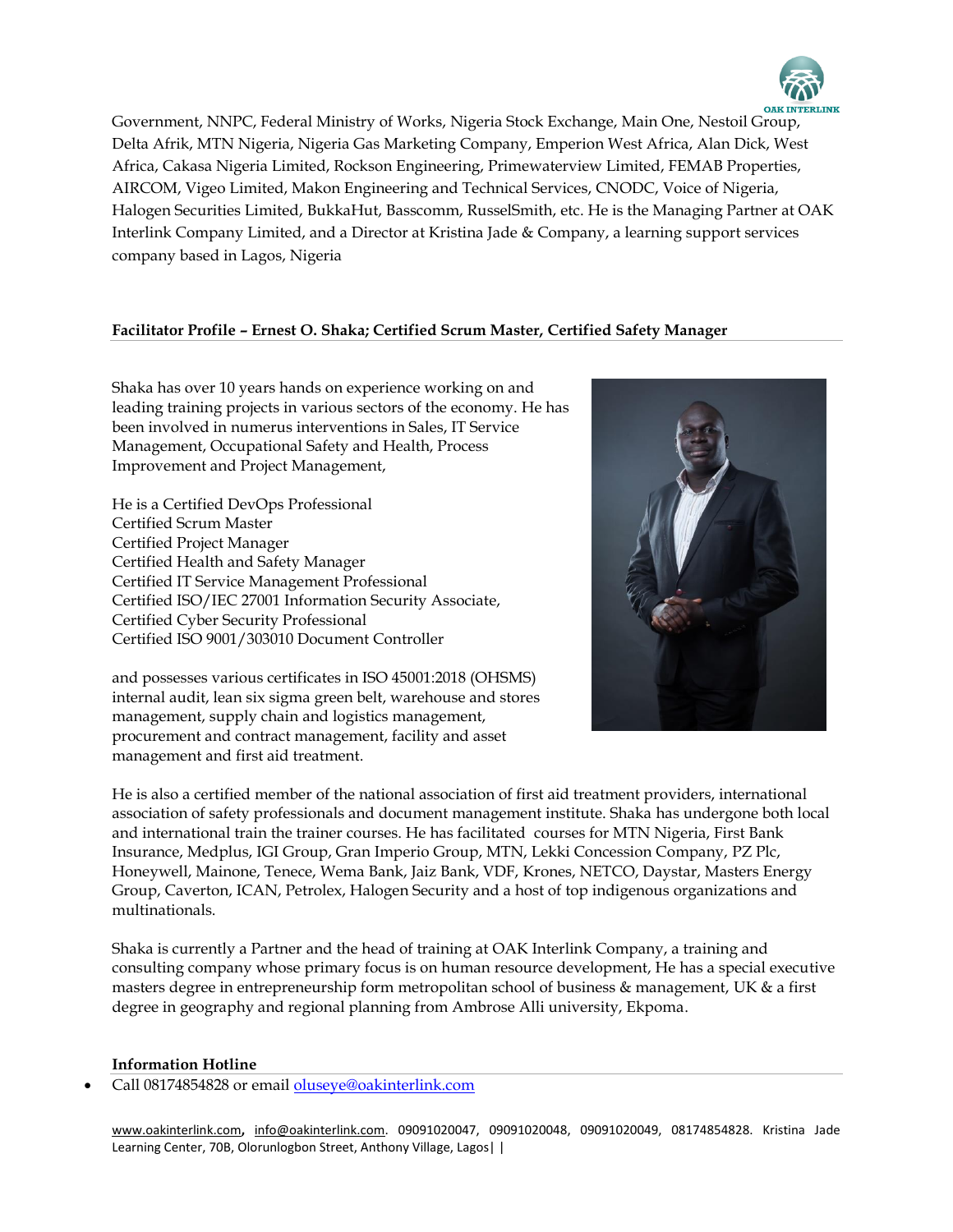Government, NNPC, Federal Ministry of Works, Nigeria Stock Exchange, Main One, Nestoil Group, Delta Afrik, MTN Nigeria, Nigeria Gas Marketing Company, Emperion West Africa, Alan Dick, West Africa, Cakasa Nigeria Limited, Rockson Engineering, Primewaterview Limited, FEMAB Properties, AIRCOM, Vigeo Limited, Makon Engineering and Technical Services, CNODC, Voice of Nigeria, Halogen Securities Limited, BukkaHut, Basscomm, RusselSmith, etc. He is the Managing Partner at OAK Interlink Company Limited, and a Director at Kristina Jade & Company, a learning support services company based in Lagos, Nigeria

**Facilitator Profile – Ernest O. Shaka; Certified Scrum Master, Certified Safety Manager**

Shaka has over 10 years hands on experience working on and leading training projects in various sectors of the economy. He has been involved in numerus interventions in Sales, IT Service Management, Occupational Safety and Health, Process Improvement and Project Management,

He is a Certified DevOps Professional
Certified Scrum Master
Certified Project Manager
Certified Health and Safety Manager
Certified IT Service Management Professional
Certified ISO/IEC 27001 Information Security Associate,
Certified Cyber Security Professional
Certified ISO 9001/303010 Document Controller

and possesses various certificates in ISO 45001:2018 (OHSMS) internal audit, lean six sigma green belt, warehouse and stores management, supply chain and logistics management, procurement and contract management, facility and asset management and first aid treatment.

He is also a certified member of the national association of first aid treatment providers, international association of safety professionals and document management institute. Shaka has undergone both local and international train the trainer courses. He has facilitated courses for MTN Nigeria, First Bank Insurance, Medplus, IGI Group, Gran Imperio Group, MTN, Lekki Concession Company, PZ Plc, Honeywell, Mainone, Tenece, Wema Bank, Jaiz Bank, VDF, Krones, NETCO, Daystar, Masters Energy Group, Caverton, ICAN, Petrolex, Halogen Security and a host of top indigenous organizations and multinationals.

Shaka is currently a Partner and the head of training at OAK Interlink Company, a training and consulting company whose primary focus is on human resource development, He has a special executive masters degree in entrepreneurship form metropolitan school of business & management, UK & a first degree in geography and regional planning from Ambrose Alli university, Ekpoma.

**Information Hotline**

- Call 08174854828 or email oluseye@oakinterlink.com

www.oakinterlink.com, info@oakinterlink.com. 09091020047, 09091020048, 09091020049, 08174854828. Kristina Jade Learning Center, 70B, Olorunlogbon Street, Anthony Village, Lagos| |